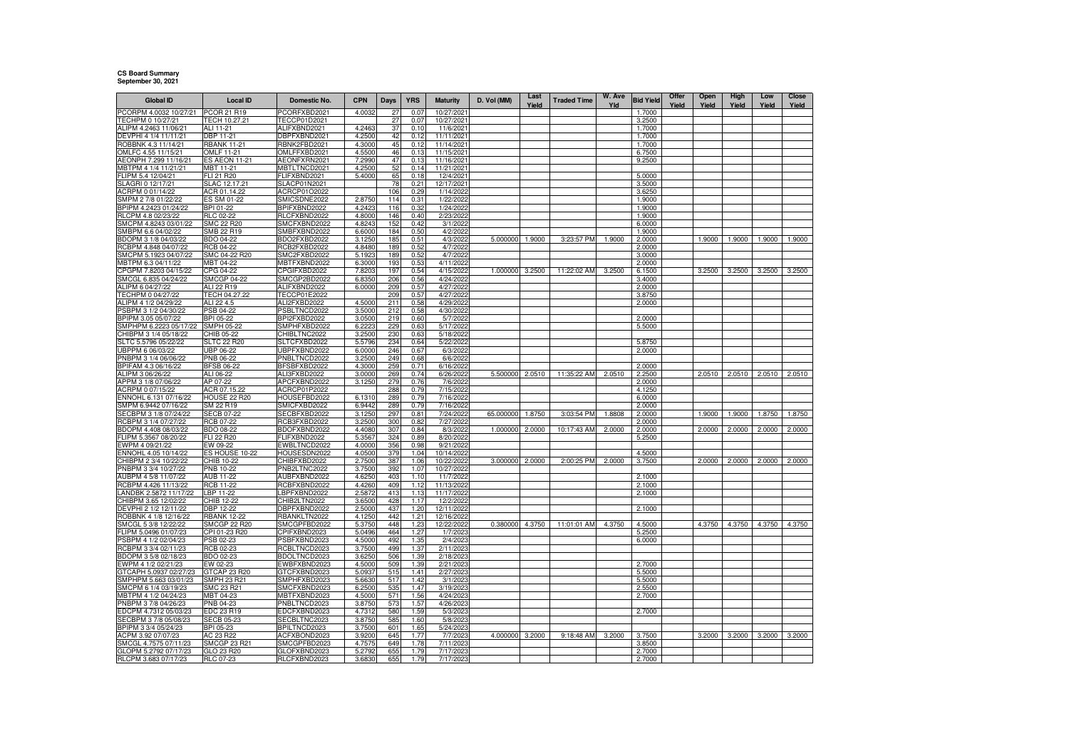**CS Board Summary**
**September 30, 2021**

| Global ID | Local ID | Domestic No. | CPN | Days | YRS | Maturity | D. Vol (MM) | Last Yield | Traded Time | W. Ave Yld | Bid Yield | Offer Yield | Open Yield | High Yield | Low Yield | Close Yield |
|---|---|---|---|---|---|---|---|---|---|---|---|---|---|---|---|---|
| PCORPM 4.0032 10/27/21 | PCOR 21 R19 | PCORFXBD2021 | 4.0032 | 27 | 0.07 | 10/27/2021 | | | | | 1.7000 | | | | | |
| TECHPM 0 10/27/21 | TECH 10.27.21 | TECCP01D2021 | | 27 | 0.07 | 10/27/2021 | | | | | 3.2500 | | | | | |
| ALIPM 4.2463 11/06/21 | ALI 11-21 | ALIFXBND2021 | 4.2463 | 37 | 0.10 | 11/6/2021 | | | | | 1.7000 | | | | | |
| DEVPHI 4 1/4 11/11/21 | DBP 11-21 | DBPFXBND2021 | 4.2500 | 42 | 0.12 | 11/11/2021 | | | | | 1.7000 | | | | | |
| ROBBNK 4.3 11/14/21 | RBANK 11-21 | RBNK2FBD2021 | 4.3000 | 45 | 0.12 | 11/14/2021 | | | | | 1.7000 | | | | | |
| OMLFC 4.55 11/15/21 | OMLF 11-21 | OMLFFXBD2021 | 4.5500 | 46 | 0.13 | 11/15/2021 | | | | | 6.7500 | | | | | |
| AEONPH 7.299 11/16/21 | ES AEON 11-21 | AEONFXRN2021 | 7.2990 | 47 | 0.13 | 11/16/2021 | | | | | 9.2500 | | | | | |
| MBTPM 4 1/4 11/21/21 | MBT 11-21 | MBTLTNCD2021 | 4.2500 | 52 | 0.14 | 11/21/2021 | | | | | | | | | | |
| FLIPM 5.4 12/04/21 | FLI 21 R20 | FLIFXBND2021 | 5.4000 | 65 | 0.18 | 12/4/2021 | | | | | 5.0000 | | | | | |
| SLAGRI 0 12/17/21 | SLAC 12.17.21 | SLACP01N2021 | | 78 | 0.21 | 12/17/2021 | | | | | 3.5000 | | | | | |
| ACRPM 0 01/14/22 | ACR 01.14.22 | ACRCP01O2022 | | 106 | 0.29 | 1/14/2022 | | | | | 3.6250 | | | | | |
| SMPM 2 7/8 01/22/22 | ES SM 01-22 | SMICSDNE2022 | 2.8750 | 114 | 0.31 | 1/22/2022 | | | | | 1.9000 | | | | | |
| BPIPM 4.2423 01/24/22 | BPI 01-22 | BPIFXBND2022 | 4.2423 | 116 | 0.32 | 1/24/2022 | | | | | 1.9000 | | | | | |
| RLCPM 4.8 02/23/22 | RLC 02-22 | RLCFXBND2022 | 4.8000 | 146 | 0.40 | 2/23/2022 | | | | | 1.9000 | | | | | |
| SMCPM 4.8243 03/01/22 | SMC 22 R20 | SMCFXBND2022 | 4.8243 | 152 | 0.42 | 3/1/2022 | | | | | 6.0000 | | | | | |
| SMBPM 6.6 04/02/22 | SMB 22 R19 | SMBFXBND2022 | 6.6000 | 184 | 0.50 | 4/2/2022 | | | | | 1.9000 | | | | | |
| BDOPM 3 1/8 04/03/22 | BDO 04-22 | BDO2FXBD2022 | 3.1250 | 185 | 0.51 | 4/3/2022 | 5.000000 | 1.9000 | 3:23:57 PM | 1.9000 | 2.0000 | | 1.9000 | 1.9000 | 1.9000 | 1.9000 |
| RCBPM 4.848 04/07/22 | RCB 04-22 | RCB2FXBD2022 | 4.8480 | 189 | 0.52 | 4/7/2022 | | | | | 2.0000 | | | | | |
| SMCPM 5.1923 04/07/22 | SMC 04-22 R20 | SMC2FXBD2022 | 5.1923 | 189 | 0.52 | 4/7/2022 | | | | | 3.0000 | | | | | |
| MBTPM 6.3 04/11/22 | MBT 04-22 | MBTFXBND2022 | 6.3000 | 193 | 0.53 | 4/11/2022 | | | | | 2.0000 | | | | | |
| CPGPM 7.8203 04/15/22 | CPG 04-22 | CPGIFXBD2022 | 7.8203 | 197 | 0.54 | 4/15/2022 | 1.000000 | 3.2500 | 11:22:02 AM | 3.2500 | 6.1500 | | 3.2500 | 3.2500 | 3.2500 | 3.2500 |
| SMCGL 6.835 04/24/22 | SMCGP 04-22 | SMCGP2BD2022 | 6.8350 | 206 | 0.56 | 4/24/2022 | | | | | 3.4000 | | | | | |
| ALIPM 6 04/27/22 | ALI 22 R19 | ALIFXBND2022 | 6.0000 | 209 | 0.57 | 4/27/2022 | | | | | 2.0000 | | | | | |
| TECHPM 0 04/27/22 | TECH 04.27.22 | TECCP01E2022 | | 209 | 0.57 | 4/27/2022 | | | | | 3.8750 | | | | | |
| ALIPM 4 1/2 04/29/22 | ALI 22 4.5 | ALI2FXBD2022 | 4.5000 | 211 | 0.58 | 4/29/2022 | | | | | 2.0000 | | | | | |
| PSBPM 3 1/2 04/30/22 | PSB 04-22 | PSBLTNCD2022 | 3.5000 | 212 | 0.58 | 4/30/2022 | | | | | | | | | | |
| BPIPM 3.05 05/07/22 | BPI 05-22 | BPI2FXBD2022 | 3.0500 | 219 | 0.60 | 5/7/2022 | | | | | 2.0000 | | | | | |
| SMPHPM 6.2223 05/17/22 | SMPH 05-22 | SMPHFXBD2022 | 6.2223 | 229 | 0.63 | 5/17/2022 | | | | | 5.5000 | | | | | |
| CHIBPM 3 1/4 05/18/22 | CHIB 05-22 | CHIBLTNC2022 | 3.2500 | 230 | 0.63 | 5/18/2022 | | | | | | | | | | |
| SLTC 5.5796 05/22/22 | SLTC 22 R20 | SLTCFXBD2022 | 5.5796 | 234 | 0.64 | 5/22/2022 | | | | | 5.8750 | | | | | |
| UBPPM 6 06/03/22 | UBP 06-22 | UBPFXBND2022 | 6.0000 | 246 | 0.67 | 6/3/2022 | | | | | 2.0000 | | | | | |
| PNBPM 3 1/4 06/06/22 | PNB 06-22 | PNBLTNCD2022 | 3.2500 | 249 | 0.68 | 6/6/2022 | | | | | | | | | | |
| BPIFAM 4.3 06/16/22 | BFSB 06-22 | BFSBFXBD2022 | 4.3000 | 259 | 0.71 | 6/16/2022 | | | | | 2.0000 | | | | | |
| ALIPM 3 06/26/22 | ALI 06-22 | ALI3FXBD2022 | 3.0000 | 269 | 0.74 | 6/26/2022 | 5.500000 | 2.0510 | 11:35:22 AM | 2.0510 | 2.2500 | | 2.0510 | 2.0510 | 2.0510 | 2.0510 |
| APPM 3 1/8 07/06/22 | AP 07-22 | APCFXBND2022 | 3.1250 | 279 | 0.76 | 7/6/2022 | | | | | 2.0000 | | | | | |
| ACRPM 0 07/15/22 | ACR 07.15.22 | ACRCP01P2022 | | 288 | 0.79 | 7/15/2022 | | | | | 4.1250 | | | | | |
| ENNOHL 6.131 07/16/22 | HOUSE 22 R20 | HOUSEFBD2022 | 6.1310 | 289 | 0.79 | 7/16/2022 | | | | | 6.0000 | | | | | |
| SMPM 6.9442 07/16/22 | SM 22 R19 | SMICFXBD2022 | 6.9442 | 289 | 0.79 | 7/16/2022 | | | | | 2.0000 | | | | | |
| SECBPM 3 1/8 07/24/22 | SECB 07-22 | SECBFXBD2022 | 3.1250 | 297 | 0.81 | 7/24/2022 | 65.000000 | 1.8750 | 3:03:54 PM | 1.8808 | 2.0000 | | 1.9000 | 1.9000 | 1.8750 | 1.8750 |
| RCBPM 3 1/4 07/27/22 | RCB 07-22 | RCB3FXBD2022 | 3.2500 | 300 | 0.82 | 7/27/2022 | | | | | 2.0000 | | | | | |
| BDOPM 4.408 08/03/22 | BDO 08-22 | BDOFXBND2022 | 4.4080 | 307 | 0.84 | 8/3/2022 | 1.000000 | 2.0000 | 10:17:43 AM | 2.0000 | 2.0000 | | 2.0000 | 2.0000 | 2.0000 | 2.0000 |
| FLIPM 5.3567 08/20/22 | FLI 22 R20 | FLIFXBND2022 | 5.3567 | 324 | 0.89 | 8/20/2022 | | | | | 5.2500 | | | | | |
| EWPM 4 09/21/22 | EW 09-22 | EWBLTNCD2022 | 4.0000 | 356 | 0.98 | 9/21/2022 | | | | | | | | | | |
| ENNOHL 4.05 10/14/22 | ES HOUSE 10-22 | HOUSESDN2022 | 4.0500 | 379 | 1.04 | 10/14/2022 | | | | | 4.5000 | | | | | |
| CHIBPM 2 3/4 10/22/22 | CHIB 10-22 | CHIBFXBD2022 | 2.7500 | 387 | 1.06 | 10/22/2022 | 3.000000 | 2.0000 | 2:00:25 PM | 2.0000 | 3.7500 | | 2.0000 | 2.0000 | 2.0000 | 2.0000 |
| PNBPM 3 3/4 10/27/22 | PNB 10-22 | PNB2LTNC2022 | 3.7500 | 392 | 1.07 | 10/27/2022 | | | | | | | | | | |
| AUBPM 4 5/8 11/07/22 | AUB 11-22 | AUBFXBND2022 | 4.6250 | 403 | 1.10 | 11/7/2022 | | | | | 2.1000 | | | | | |
| RCBPM 4.426 11/13/22 | RCB 11-22 | RCBFXBND2022 | 4.4260 | 409 | 1.12 | 11/13/2022 | | | | | 2.1000 | | | | | |
| LANDBK 2.5872 11/17/22 | LBP 11-22 | LBPFXBND2022 | 2.5872 | 413 | 1.13 | 11/17/2022 | | | | | 2.1000 | | | | | |
| CHIBPM 3.65 12/02/22 | CHIB 12-22 | CHIB2LTN2022 | 3.6500 | 428 | 1.17 | 12/2/2022 | | | | | | | | | | |
| DEVPHI 2 1/2 12/11/22 | DBP 12-22 | DBPFXBND2022 | 2.5000 | 437 | 1.20 | 12/11/2022 | | | | | 2.1000 | | | | | |
| ROBBNK 4 1/8 12/16/22 | RBANK 12-22 | RBANKLTN2022 | 4.1250 | 442 | 1.21 | 12/16/2022 | | | | | | | | | | |
| SMCGL 5 3/8 12/22/22 | SMCGP 22 R20 | SMCGPFBD2022 | 5.3750 | 448 | 1.23 | 12/22/2022 | 0.380000 | 4.3750 | 11:01:01 AM | 4.3750 | 4.5000 | | 4.3750 | 4.3750 | 4.3750 | 4.3750 |
| FLIPM 5.0496 01/07/23 | CPI 01-23 R20 | CPIFXBND2023 | 5.0496 | 464 | 1.27 | 1/7/2023 | | | | | 5.2500 | | | | | |
| PSBPM 4 1/2 02/04/23 | PSB 02-23 | PSBFXBND2023 | 4.5000 | 492 | 1.35 | 2/4/2023 | | | | | 6.0000 | | | | | |
| RCBPM 3 3/4 02/11/23 | RCB 02-23 | RCBLTNCD2023 | 3.7500 | 499 | 1.37 | 2/11/2023 | | | | | | | | | | |
| BDOPM 3 5/8 02/18/23 | BDO 02-23 | BDOLTNCD2023 | 3.6250 | 506 | 1.39 | 2/18/2023 | | | | | | | | | | |
| EWPM 4 1/2 02/21/23 | EW 02-23 | EWBFXBND2023 | 4.5000 | 509 | 1.39 | 2/21/2023 | | | | | 2.7000 | | | | | |
| GTCAPH 5.0937 02/27/23 | GTCAP 23 R20 | GTCFXBND2023 | 5.0937 | 515 | 1.41 | 2/27/2023 | | | | | 5.5000 | | | | | |
| SMPHPM 5.663 03/01/23 | SMPH 23 R21 | SMPHFXBD2023 | 5.6630 | 517 | 1.42 | 3/1/2023 | | | | | 5.5000 | | | | | |
| SMCPM 6 1/4 03/19/23 | SMC 23 R21 | SMCFXBND2023 | 6.2500 | 535 | 1.47 | 3/19/2023 | | | | | 2.5500 | | | | | |
| MBTPM 4 1/2 04/24/23 | MBT 04-23 | MBTFXBND2023 | 4.5000 | 571 | 1.56 | 4/24/2023 | | | | | 2.7000 | | | | | |
| PNBPM 3 7/8 04/26/23 | PNB 04-23 | PNBLTNCD2023 | 3.8750 | 573 | 1.57 | 4/26/2023 | | | | | | | | | | |
| EDCPM 4.7312 05/03/23 | EDC 23 R19 | EDCFXBND2023 | 4.7312 | 580 | 1.59 | 5/3/2023 | | | | | 2.7000 | | | | | |
| SECBPM 3 7/8 05/08/23 | SECB 05-23 | SECBLTNC2023 | 3.8750 | 585 | 1.60 | 5/8/2023 | | | | | | | | | | |
| BPIPM 3 3/4 05/24/23 | BPI 05-23 | BPILTNCD2023 | 3.7500 | 601 | 1.65 | 5/24/2023 | | | | | | | | | | |
| ACPM 3.92 07/07/23 | AC 23 R22 | ACFXBOND2023 | 3.9200 | 645 | 1.77 | 7/7/2023 | 4.000000 | 3.2000 | 9:18:48 AM | 3.2000 | 3.7500 | | 3.2000 | 3.2000 | 3.2000 | 3.2000 |
| SMCGL 4.7575 07/11/23 | SMCGP 23 R21 | SMCGPFBD2023 | 4.7575 | 649 | 1.78 | 7/11/2023 | | | | | 3.8500 | | | | | |
| GLOPM 5.2792 07/17/23 | GLO 23 R20 | GLOFXBND2023 | 5.2792 | 655 | 1.79 | 7/17/2023 | | | | | 2.7000 | | | | | |
| RLCPM 3.683 07/17/23 | RLC 07-23 | RLCFXBND2023 | 3.6830 | 655 | 1.79 | 7/17/2023 | | | | | 2.7000 | | | | | |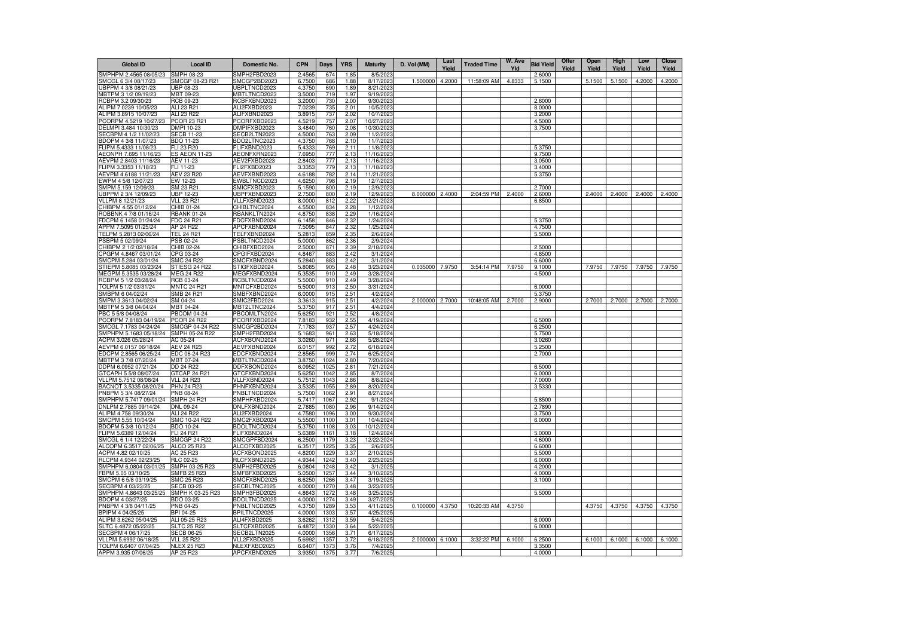| Global ID | Local ID | Domestic No. | CPN | Days | YRS | Maturity | D. Vol (MM) | Last Yield | Traded Time | W. Ave Yld | Bid Yield | Offer Yield | Open Yield | High Yield | Low Yield | Close Yield |
|---|---|---|---|---|---|---|---|---|---|---|---|---|---|---|---|---|
| SMPHPM 2.4565 08/05/23 | SMPH 08-23 | SMPH2FBD2023 | 2.4565 | 674 | 1.85 | 8/5/2023 | | | | | 2.6000 | | | | | |
| SMCGL 6 3/4 08/17/23 | SMCGP 08-23 R21 | SMCGP2BD2023 | 6.7500 | 686 | 1.88 | 8/17/2023 | 1.500000 | 4.2000 | 11:58:09 AM | 4.8333 | 5.1500 | | 5.1500 | 5.1500 | 4.2000 | 4.2000 |
| UBPPM 4 3/8 08/21/23 | UBP 08-23 | UBPLTNCD2023 | 4.3750 | 690 | 1.89 | 8/21/2023 | | | | | | | | | | |
| MBTPM 3 1/2 09/19/23 | MBT 09-23 | MBTLTNCD2023 | 3.5000 | 719 | 1.97 | 9/19/2023 | | | | | | | | | | |
| RCBPM 3.2 09/30/23 | RCB 09-23 | RCBFXBND2023 | 3.2000 | 730 | 2.00 | 9/30/2023 | | | | | 2.6000 | | | | | |
| ALIPM 7.0239 10/05/23 | ALI 23 R21 | ALI2FXBD2023 | 7.0239 | 735 | 2.01 | 10/5/2023 | | | | | 8.0000 | | | | | |
| ALIPM 3.8915 10/07/23 | ALI 23 R22 | ALIFXBND2023 | 3.8915 | 737 | 2.02 | 10/7/2023 | | | | | 3.2000 | | | | | |
| PCORPM 4.5219 10/27/23 | PCOR 23 R21 | PCORFXBD2023 | 4.5219 | 757 | 2.07 | 10/27/2023 | | | | | 4.5000 | | | | | |
| DELMPI 3.484 10/30/23 | DMPI 10-23 | DMPIFXBD2023 | 3.4840 | 760 | 2.08 | 10/30/2023 | | | | | 3.7500 | | | | | |
| SECBPM 4 1/2 11/02/23 | SECB 11-23 | SECB2LTN2023 | 4.5000 | 763 | 2.09 | 11/2/2023 | | | | | | | | | | |
| BDOPM 4 3/8 11/07/23 | BDO 11-23 | BDO2LTNC2023 | 4.3750 | 768 | 2.10 | 11/7/2023 | | | | | | | | | | |
| FLIPM 5.4333 11/08/23 | FLI 23 R20 | FLIFXBND2023 | 5.4333 | 769 | 2.11 | 11/8/2023 | | | | | 5.3750 | | | | | |
| AEONPH 7.695 11/16/23 | ES AEON 11-23 | AEONFXRN2023 | 7.6950 | 777 | 2.13 | 11/16/2023 | | | | | 9.7500 | | | | | |
| AEVPM 2.8403 11/16/23 | AEV 11-23 | AEV2FXBD2023 | 2.8403 | 777 | 2.13 | 11/16/2023 | | | | | 3.0500 | | | | | |
| FLIPM 3.3353 11/18/23 | FLI 11-23 | FLI2FXBD2023 | 3.3353 | 779 | 2.13 | 11/18/2023 | | | | | 3.4000 | | | | | |
| AEVPM 4.6188 11/21/23 | AEV 23 R20 | AEVFXBND2023 | 4.6188 | 782 | 2.14 | 11/21/2023 | | | | | 5.3750 | | | | | |
| EWPM 4 5/8 12/07/23 | EW 12-23 | EWBLTNCD2023 | 4.6250 | 798 | 2.19 | 12/7/2023 | | | | | | | | | | |
| SMPM 5.159 12/09/23 | SM 23 R21 | SMICFXBD2023 | 5.1590 | 800 | 2.19 | 12/9/2023 | | | | | 2.7000 | | | | | |
| UBPPM 2 3/4 12/09/23 | UBP 12-23 | UBPFXBND2023 | 2.7500 | 800 | 2.19 | 12/9/2023 | 8.000000 | 2.4000 | 2:04:59 PM | 2.4000 | 2.6000 | | 2.4000 | 2.4000 | 2.4000 | 2.4000 |
| VLLPM 8 12/21/23 | VLL 23 R21 | VLLFXBND2023 | 8.0000 | 812 | 2.22 | 12/21/2023 | | | | | 6.8500 | | | | | |
| CHIBPM 4.55 01/12/24 | CHIB 01-24 | CHIBLTNC2024 | 4.5500 | 834 | 2.28 | 1/12/2024 | | | | | | | | | | |
| ROBBNK 4 7/8 01/16/24 | RBANK 01-24 | RBANKLTN2024 | 4.8750 | 838 | 2.29 | 1/16/2024 | | | | | | | | | | |
| FDCPM 6.1458 01/24/24 | FDC 24 R21 | FDCFXBND2024 | 6.1458 | 846 | 2.32 | 1/24/2024 | | | | | 5.3750 | | | | | |
| APPM 7.5095 01/25/24 | AP 24 R22 | APCFXBND2024 | 7.5095 | 847 | 2.32 | 1/25/2024 | | | | | 4.7500 | | | | | |
| TELPM 5.2813 02/06/24 | TEL 24 R21 | TELFXBND2024 | 5.2813 | 859 | 2.35 | 2/6/2024 | | | | | 5.5000 | | | | | |
| PSBPM 5 02/09/24 | PSB 02-24 | PSBLTNCD2024 | 5.0000 | 862 | 2.36 | 2/9/2024 | | | | | | | | | | |
| CHIBPM 2 1/2 02/18/24 | CHIB 02-24 | CHIBFXBD2024 | 2.5000 | 871 | 2.39 | 2/18/2024 | | | | | 2.5000 | | | | | |
| CPGPM 4.8467 03/01/24 | CPG 03-24 | CPGIFXBD2024 | 4.8467 | 883 | 2.42 | 3/1/2024 | | | | | 4.8500 | | | | | |
| SMCPM 5.284 03/01/24 | SMC 24 R22 | SMCFXBND2024 | 5.2840 | 883 | 2.42 | 3/1/2024 | | | | | 6.6000 | | | | | |
| STIEPM 5.8085 03/23/24 | STIESG 24 R22 | STIGFXBD2024 | 5.8085 | 905 | 2.48 | 3/23/2024 | 0.035000 | 7.9750 | 3:54:14 PM | 7.9750 | 9.1000 | | 7.9750 | 7.9750 | 7.9750 | 7.9750 |
| MEGPM 5.3535 03/28/24 | MEG 24 R22 | MEGFXBND2024 | 5.3535 | 910 | 2.49 | 3/28/2024 | | | | | 4.5000 | | | | | |
| RCBPM 5 1/2 03/28/24 | RCB 03-24 | RCBLTNCD2024 | 5.5000 | 910 | 2.49 | 3/28/2024 | | | | | | | | | | |
| TOLPM 5 1/2 03/31/24 | MNTC 24 R21 | MNTCFXBD2024 | 5.5000 | 913 | 2.50 | 3/31/2024 | | | | | 6.0000 | | | | | |
| SMBPM 6 04/02/24 | SMB 24 R21 | SMBFXBND2024 | 6.0000 | 915 | 2.51 | 4/2/2024 | | | | | 5.3750 | | | | | |
| SMPM 3.3613 04/02/24 | SM 04-24 | SMIC2FBD2024 | 3.3613 | 915 | 2.51 | 4/2/2024 | 2.000000 | 2.7000 | 10:48:05 AM | 2.7000 | 2.9000 | | 2.7000 | 2.7000 | 2.7000 | 2.7000 |
| MBTPM 5 3/8 04/04/24 | MBT 04-24 | MBT2LTNC2024 | 5.3750 | 917 | 2.51 | 4/4/2024 | | | | | | | | | | |
| PBC 5 5/8 04/08/24 | PBCOM 04-24 | PBCOMLTN2024 | 5.6250 | 921 | 2.52 | 4/8/2024 | | | | | | | | | | |
| PCORPM 7.8183 04/19/24 | PCOR 24 R22 | PCORFXBD2024 | 7.8183 | 932 | 2.55 | 4/19/2024 | | | | | 6.5000 | | | | | |
| SMCGL 7.1783 04/24/24 | SMCGP 04-24 R22 | SMCGP2BD2024 | 7.1783 | 937 | 2.57 | 4/24/2024 | | | | | 6.2500 | | | | | |
| SMPHPM 5.1683 05/18/24 | SMPH 05-24 R22 | SMPH2FBD2024 | 5.1683 | 961 | 2.63 | 5/18/2024 | | | | | 5.7500 | | | | | |
| ACPM 3.026 05/28/24 | AC 05-24 | ACFXBOND2024 | 3.0260 | 971 | 2.66 | 5/28/2024 | | | | | 3.0260 | | | | | |
| AEVPM 6.0157 06/18/24 | AEV 24 R23 | AEVFXBND2024 | 6.0157 | 992 | 2.72 | 6/18/2024 | | | | | 5.2500 | | | | | |
| EDCPM 2.8565 06/25/24 | EDC 06-24 R23 | EDCFXBND2024 | 2.8565 | 999 | 2.74 | 6/25/2024 | | | | | 2.7000 | | | | | |
| MBTPM 3 7/8 07/20/24 | MBT 07-24 | MBTLTNCD2024 | 3.8750 | 1024 | 2.80 | 7/20/2024 | | | | | | | | | | |
| DDPM 6.0952 07/21/24 | DD 24 R22 | DDFXBOND2024 | 6.0952 | 1025 | 2.81 | 7/21/2024 | | | | | 6.5000 | | | | | |
| GTCAPH 5 5/8 08/07/24 | GTCAP 24 R21 | GTCFXBND2024 | 5.6250 | 1042 | 2.85 | 8/7/2024 | | | | | 6.0000 | | | | | |
| VLLPM 5.7512 08/08/24 | VLL 24 R23 | VLLFXBND2024 | 5.7512 | 1043 | 2.86 | 8/8/2024 | | | | | 7.0000 | | | | | |
| BACNOT 3.5335 08/20/24 | PHN 24 R23 | PHNFXBND2024 | 3.5335 | 1055 | 2.89 | 8/20/2024 | | | | | 3.5330 | | | | | |
| PNBPM 5 3/4 08/27/24 | PNB 08-24 | PNBLTNCD2024 | 5.7500 | 1062 | 2.91 | 8/27/2024 | | | | | | | | | | |
| SMPHPM 5.7417 09/01/24 | SMPH 24 R21 | SMPHFXBD2024 | 5.7417 | 1067 | 2.92 | 9/1/2024 | | | | | 5.8500 | | | | | |
| DNLPM 2.7885 09/14/24 | DNL 09-24 | DNLFXBND2024 | 2.7885 | 1080 | 2.96 | 9/14/2024 | | | | | 2.7890 | | | | | |
| ALIPM 4.758 09/30/24 | ALI 24 R22 | ALI2FXBD2024 | 4.7580 | 1096 | 3.00 | 9/30/2024 | | | | | 3.7500 | | | | | |
| SMCPM 5.55 10/04/24 | SMC 10-24 R22 | SMC2FXBD2024 | 5.5500 | 1100 | 3.01 | 10/4/2024 | | | | | 6.0000 | | | | | |
| BDOPM 5 3/8 10/12/24 | BDO 10-24 | BDOLTNCD2024 | 5.3750 | 1108 | 3.03 | 10/12/2024 | | | | | | | | | | |
| FLIPM 5.6389 12/04/24 | FLI 24 R21 | FLIFXBND2024 | 5.6389 | 1161 | 3.18 | 12/4/2024 | | | | | 5.0000 | | | | | |
| SMCGL 6 1/4 12/22/24 | SMCGP 24 R22 | SMCGPFBD2024 | 6.2500 | 1179 | 3.23 | 12/22/2024 | | | | | 4.6000 | | | | | |
| ALCOPM 6.3517 02/06/25 | ALCO 25 R23 | ALCOFXBD2025 | 6.3517 | 1225 | 3.35 | 2/6/2025 | | | | | 6.6000 | | | | | |
| ACPM 4.82 02/10/25 | AC 25 R23 | ACFXBOND2025 | 4.8200 | 1229 | 3.37 | 2/10/2025 | | | | | 5.5000 | | | | | |
| RLCPM 4.9344 02/23/25 | RLC 02-25 | RLCFXBND2025 | 4.9344 | 1242 | 3.40 | 2/23/2025 | | | | | 6.0000 | | | | | |
| SMPHPM 6.0804 03/01/25 | SMPH 03-25 R23 | SMPH2FBD2025 | 6.0804 | 1248 | 3.42 | 3/1/2025 | | | | | 4.2000 | | | | | |
| FBPM 5.05 03/10/25 | SMFB 25 R23 | SMFBFXBD2025 | 5.0500 | 1257 | 3.44 | 3/10/2025 | | | | | 4.0000 | | | | | |
| SMCPM 6 5/8 03/19/25 | SMC 25 R23 | SMCFXBND2025 | 6.6250 | 1266 | 3.47 | 3/19/2025 | | | | | 3.1000 | | | | | |
| SECBPM 4 03/23/25 | SECB 03-25 | SECBLTNC2025 | 4.0000 | 1270 | 3.48 | 3/23/2025 | | | | | | | | | | |
| SMPHPM 4.8643 03/25/25 | SMPH K 03-25 R23 | SMPH3FBD2025 | 4.8643 | 1272 | 3.48 | 3/25/2025 | | | | | 5.5000 | | | | | |
| BDOPM 4 03/27/25 | BDO 03-25 | BDOLTNCD2025 | 4.0000 | 1274 | 3.49 | 3/27/2025 | | | | | | | | | | |
| PNBPM 4 3/8 04/11/25 | PNB 04-25 | PNBLTNCD2025 | 4.3750 | 1289 | 3.53 | 4/11/2025 | 0.100000 | 4.3750 | 10:20:33 AM | 4.3750 | | | 4.3750 | 4.3750 | 4.3750 | 4.3750 |
| BPIPM 4 04/25/25 | BPI 04-25 | BPILTNCD2025 | 4.0000 | 1303 | 3.57 | 4/25/2025 | | | | | | | | | | |
| ALIPM 3.6262 05/04/25 | ALI 05-25 R23 | ALI4FXBD2025 | 3.6262 | 1312 | 3.59 | 5/4/2025 | | | | | 6.0000 | | | | | |
| SLTC 6.4872 05/22/25 | SLTC 25 R22 | SLTCFXBD2025 | 6.4872 | 1330 | 3.64 | 5/22/2025 | | | | | 6.0000 | | | | | |
| SECBPM 4 06/17/25 | SECB 06-25 | SECB2LTN2025 | 4.0000 | 1356 | 3.71 | 6/17/2025 | | | | | | | | | | |
| VLLPM 5.6992 06/18/25 | VLL 25 R22 | VLL2FXBD2025 | 5.6992 | 1357 | 3.72 | 6/18/2025 | 2.000000 | 6.1000 | 3:32:22 PM | 6.1000 | 6.2500 | | 6.1000 | 6.1000 | 6.1000 | 6.1000 |
| TOLPM 6.6407 07/04/25 | NLEX 25 R23 | NLEXFXBD2025 | 6.6407 | 1373 | 3.76 | 7/4/2025 | | | | | 3.3500 | | | | | |
| APPM 3.935 07/06/25 | AP 25 R23 | APCFXBND2025 | 3.9350 | 1375 | 3.77 | 7/6/2025 | | | | | 4.0000 | | | | | |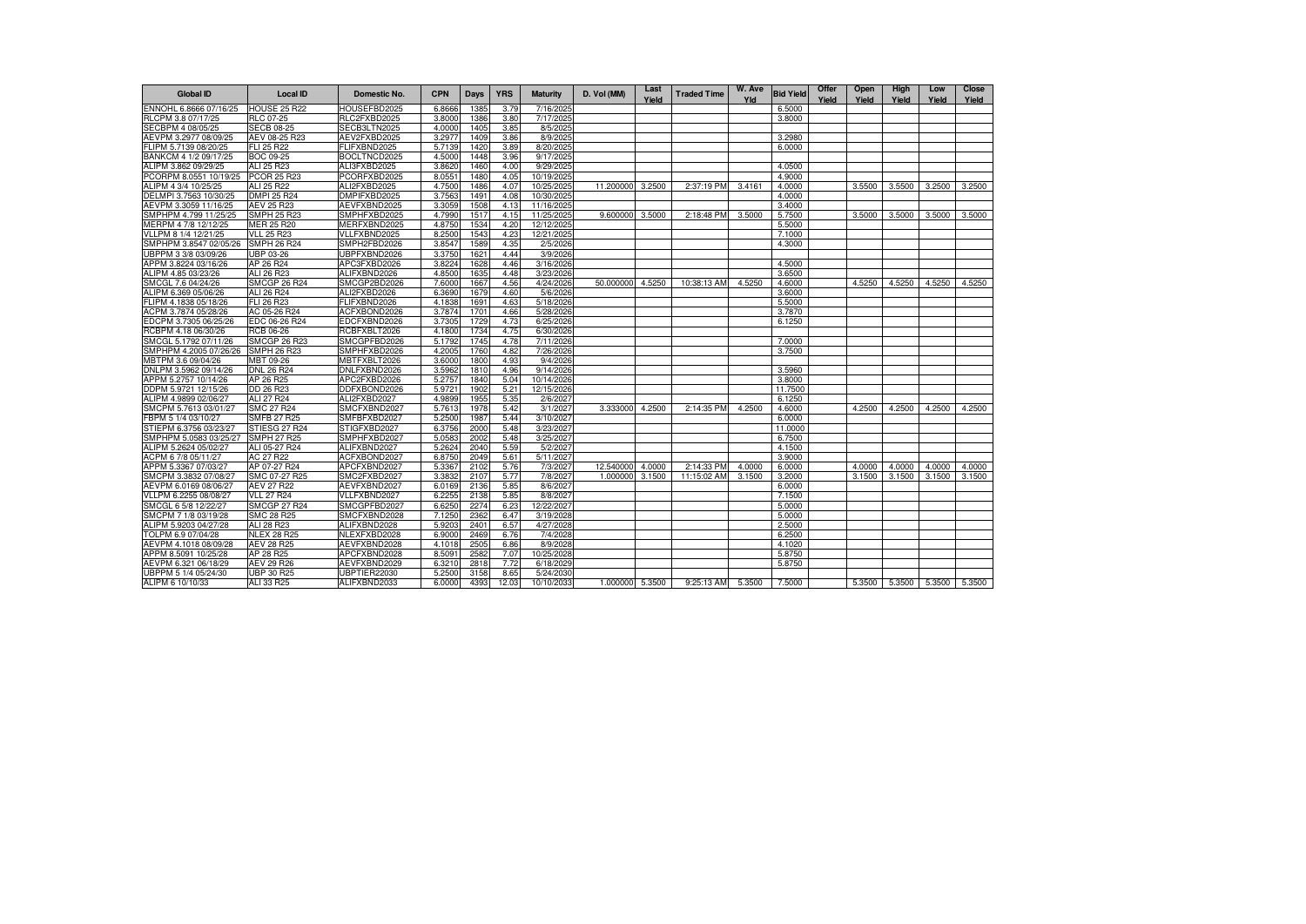| Global ID | Local ID | Domestic No. | CPN | Days | YRS | Maturity | D. Vol (MM) | Last Yield | Traded Time | W. Ave Yld | Bid Yield | Offer Yield | Open Yield | High Yield | Low Yield | Close Yield |
|---|---|---|---|---|---|---|---|---|---|---|---|---|---|---|---|---|
| ENNOHL 6.8666 07/16/25 | HOUSE 25 R22 | HOUSEFBD2025 | 6.8666 | 1385 | 3.79 | 7/16/2025 | | | | | 6.5000 | | | | | |
| RLCPM 3.8 07/17/25 | RLC 07-25 | RLC2FXBD2025 | 3.8000 | 1386 | 3.80 | 7/17/2025 | | | | | 3.8000 | | | | | |
| SECBPM 4 08/05/25 | SECB 08-25 | SECB3LTN2025 | 4.0000 | 1405 | 3.85 | 8/5/2025 | | | | | | | | | | |
| AEVPM 3.2977 08/09/25 | AEV 08-25 R23 | AEV2FXBD2025 | 3.2977 | 1409 | 3.86 | 8/9/2025 | | | | | 3.2980 | | | | | |
| FLIPM 5.7139 08/20/25 | FLI 25 R22 | FLIFXBND2025 | 5.7139 | 1420 | 3.89 | 8/20/2025 | | | | | 6.0000 | | | | | |
| BANKCM 4 1/2 09/17/25 | BOC 09-25 | BOCLTNCD2025 | 4.5000 | 1448 | 3.96 | 9/17/2025 | | | | | | | | | | |
| ALIPM 3.862 09/29/25 | ALI 25 R23 | ALI3FXBD2025 | 3.8620 | 1460 | 4.00 | 9/29/2025 | | | | | 4.0500 | | | | | |
| PCORPM 8.0551 10/19/25 | PCOR 25 R23 | PCORFXBD2025 | 8.0551 | 1480 | 4.05 | 10/19/2025 | | | | | 4.9000 | | | | | |
| ALIPM 4 3/4 10/25/25 | ALI 25 R22 | ALI2FXBD2025 | 4.7500 | 1486 | 4.07 | 10/25/2025 | 11.200000 | 3.2500 | 2:37:19 PM | 3.4161 | 4.0000 | | 3.5500 | 3.5500 | 3.2500 | 3.2500 |
| DELMPI 3.7563 10/30/25 | DMPI 25 R24 | DMPIFXBD2025 | 3.7563 | 1491 | 4.08 | 10/30/2025 | | | | | 4.0000 | | | | | |
| AEVPM 3.3059 11/16/25 | AEV 25 R23 | AEVFXBND2025 | 3.3059 | 1508 | 4.13 | 11/16/2025 | | | | | 3.4000 | | | | | |
| SMPHPM 4.799 11/25/25 | SMPH 25 R23 | SMPHFXBD2025 | 4.7990 | 1517 | 4.15 | 11/25/2025 | 9.600000 | 3.5000 | 2:18:48 PM | 3.5000 | 5.7500 | | 3.5000 | 3.5000 | 3.5000 | 3.5000 |
| MERPM 4 7/8 12/12/25 | MER 25 R20 | MERFXBND2025 | 4.8750 | 1534 | 4.20 | 12/12/2025 | | | | | 5.5000 | | | | | |
| VLLPM 8 1/4 12/21/25 | VLL 25 R23 | VLLFXBND2025 | 8.2500 | 1543 | 4.23 | 12/21/2025 | | | | | 7.1000 | | | | | |
| SMPHPM 3.8547 02/05/26 | SMPH 26 R24 | SMPH2FBD2026 | 3.8547 | 1589 | 4.35 | 2/5/2026 | | | | | 4.3000 | | | | | |
| UBPPM 3 3/8 03/09/26 | UBP 03-26 | UBPFXBND2026 | 3.3750 | 1621 | 4.44 | 3/9/2026 | | | | | | | | | | |
| APPM 3.8224 03/16/26 | AP 26 R24 | APC3FXBD2026 | 3.8224 | 1628 | 4.46 | 3/16/2026 | | | | | 4.5000 | | | | | |
| ALIPM 4.85 03/23/26 | ALI 26 R23 | ALIFXBND2026 | 4.8500 | 1635 | 4.48 | 3/23/2026 | | | | | 3.6500 | | | | | |
| SMCGL 7.6 04/24/26 | SMCGP 26 R24 | SMCGP2BD2026 | 7.6000 | 1667 | 4.56 | 4/24/2026 | 50.000000 | 4.5250 | 10:38:13 AM | 4.5250 | 4.6000 | | 4.5250 | 4.5250 | 4.5250 | 4.5250 |
| ALIPM 6.369 05/06/26 | ALI 26 R24 | ALI2FXBD2026 | 6.3690 | 1679 | 4.60 | 5/6/2026 | | | | | 3.6000 | | | | | |
| FLIPM 4.1838 05/18/26 | FLI 26 R23 | FLIFXBND2026 | 4.1838 | 1691 | 4.63 | 5/18/2026 | | | | | 5.5000 | | | | | |
| ACPM 3.7874 05/28/26 | AC 05-26 R24 | ACFXBOND2026 | 3.7874 | 1701 | 4.66 | 5/28/2026 | | | | | 3.7870 | | | | | |
| EDCPM 3.7305 06/25/26 | EDC 06-26 R24 | EDCFXBND2026 | 3.7305 | 1729 | 4.73 | 6/25/2026 | | | | | 6.1250 | | | | | |
| RCBPM 4.18 06/30/26 | RCB 06-26 | RCBFXBLT2026 | 4.1800 | 1734 | 4.75 | 6/30/2026 | | | | | | | | | | |
| SMCGL 5.1792 07/11/26 | SMCGP 26 R23 | SMCGPFBD2026 | 5.1792 | 1745 | 4.78 | 7/11/2026 | | | | | 7.0000 | | | | | |
| SMPHPM 4.2005 07/26/26 | SMPH 26 R23 | SMPHFXBD2026 | 4.2005 | 1760 | 4.82 | 7/26/2026 | | | | | 3.7500 | | | | | |
| MBTPM 3.6 09/04/26 | MBT 09-26 | MBTFXBLT2026 | 3.6000 | 1800 | 4.93 | 9/4/2026 | | | | | | | | | | |
| DNLPM 3.5962 09/14/26 | DNL 26 R24 | DNLFXBND2026 | 3.5962 | 1810 | 4.96 | 9/14/2026 | | | | | 3.5960 | | | | | |
| APPM 5.2757 10/14/26 | AP 26 R25 | APC2FXBD2026 | 5.2757 | 1840 | 5.04 | 10/14/2026 | | | | | 3.8000 | | | | | |
| DDPM 5.9721 12/15/26 | DD 26 R23 | DDFXBOND2026 | 5.9721 | 1902 | 5.21 | 12/15/2026 | | | | | 11.7500 | | | | | |
| ALIPM 4.9899 02/06/27 | ALI 27 R24 | ALI2FXBD2027 | 4.9899 | 1955 | 5.35 | 2/6/2027 | | | | | 6.1250 | | | | | |
| SMCPM 5.7613 03/01/27 | SMC 27 R24 | SMCFXBND2027 | 5.7613 | 1978 | 5.42 | 3/1/2027 | 3.333000 | 4.2500 | 2:14:35 PM | 4.2500 | 4.6000 | | 4.2500 | 4.2500 | 4.2500 | 4.2500 |
| FBPM 5 1/4 03/10/27 | SMFB 27 R25 | SMFBFXBD2027 | 5.2500 | 1987 | 5.44 | 3/10/2027 | | | | | 6.0000 | | | | | |
| STIEPM 6.3756 03/23/27 | STIESG 27 R24 | STIGFXBD2027 | 6.3756 | 2000 | 5.48 | 3/23/2027 | | | | | 11.0000 | | | | | |
| SMPHPM 5.0583 03/25/27 | SMPH 27 R25 | SMPHFXBD2027 | 5.0583 | 2002 | 5.48 | 3/25/2027 | | | | | 6.7500 | | | | | |
| ALIPM 5.2624 05/02/27 | ALI 05-27 R24 | ALIFXBND2027 | 5.2624 | 2040 | 5.59 | 5/2/2027 | | | | | 4.1500 | | | | | |
| ACPM 6 7/8 05/11/27 | AC 27 R22 | ACFXBOND2027 | 6.8750 | 2049 | 5.61 | 5/11/2027 | | | | | 3.9000 | | | | | |
| APPM 5.3367 07/03/27 | AP 07-27 R24 | APCFXBND2027 | 5.3367 | 2102 | 5.76 | 7/3/2027 | 12.540000 | 4.0000 | 2:14:33 PM | 4.0000 | 6.0000 | | 4.0000 | 4.0000 | 4.0000 | 4.0000 |
| SMCPM 3.3832 07/08/27 | SMC 07-27 R25 | SMC2FXBD2027 | 3.3832 | 2107 | 5.77 | 7/8/2027 | 1.000000 | 3.1500 | 11:15:02 AM | 3.1500 | 3.2000 | | 3.1500 | 3.1500 | 3.1500 | 3.1500 |
| AEVPM 6.0169 08/06/27 | AEV 27 R22 | AEVFXBND2027 | 6.0169 | 2136 | 5.85 | 8/6/2027 | | | | | 6.0000 | | | | | |
| VLLPM 6.2255 08/08/27 | VLL 27 R24 | VLLFXBND2027 | 6.2255 | 2138 | 5.85 | 8/8/2027 | | | | | 7.1500 | | | | | |
| SMCGL 6 5/8 12/22/27 | SMCGP 27 R24 | SMCGPFBD2027 | 6.6250 | 2274 | 6.23 | 12/22/2027 | | | | | 5.0000 | | | | | |
| SMCPM 7 1/8 03/19/28 | SMC 28 R25 | SMCFXBND2028 | 7.1250 | 2362 | 6.47 | 3/19/2028 | | | | | 5.0000 | | | | | |
| ALIPM 5.9203 04/27/28 | ALI 28 R23 | ALIFXBND2028 | 5.9203 | 2401 | 6.57 | 4/27/2028 | | | | | 2.5000 | | | | | |
| TOLPM 6.9 07/04/28 | NLEX 28 R25 | NLEXFXBD2028 | 6.9000 | 2469 | 6.76 | 7/4/2028 | | | | | 6.2500 | | | | | |
| AEVPM 4.1018 08/09/28 | AEV 28 R25 | AEVFXBND2028 | 4.1018 | 2505 | 6.86 | 8/9/2028 | | | | | 4.1020 | | | | | |
| APPM 8.5091 10/25/28 | AP 28 R25 | APCFXBND2028 | 8.5091 | 2582 | 7.07 | 10/25/2028 | | | | | 5.8750 | | | | | |
| AEVPM 6.321 06/18/29 | AEV 29 R26 | AEVFXBND2029 | 6.3210 | 2818 | 7.72 | 6/18/2029 | | | | | 5.8750 | | | | | |
| UBPPM 5 1/4 05/24/30 | UBP 30 R25 | UBPTIER22030 | 5.2500 | 3158 | 8.65 | 5/24/2030 | | | | | | | | | | |
| ALIPM 6 10/10/33 | ALI 33 R25 | ALIFXBND2033 | 6.0000 | 4393 | 12.03 | 10/10/2033 | 1.000000 | 5.3500 | 9:25:13 AM | 5.3500 | 7.5000 | | 5.3500 | 5.3500 | 5.3500 | 5.3500 |